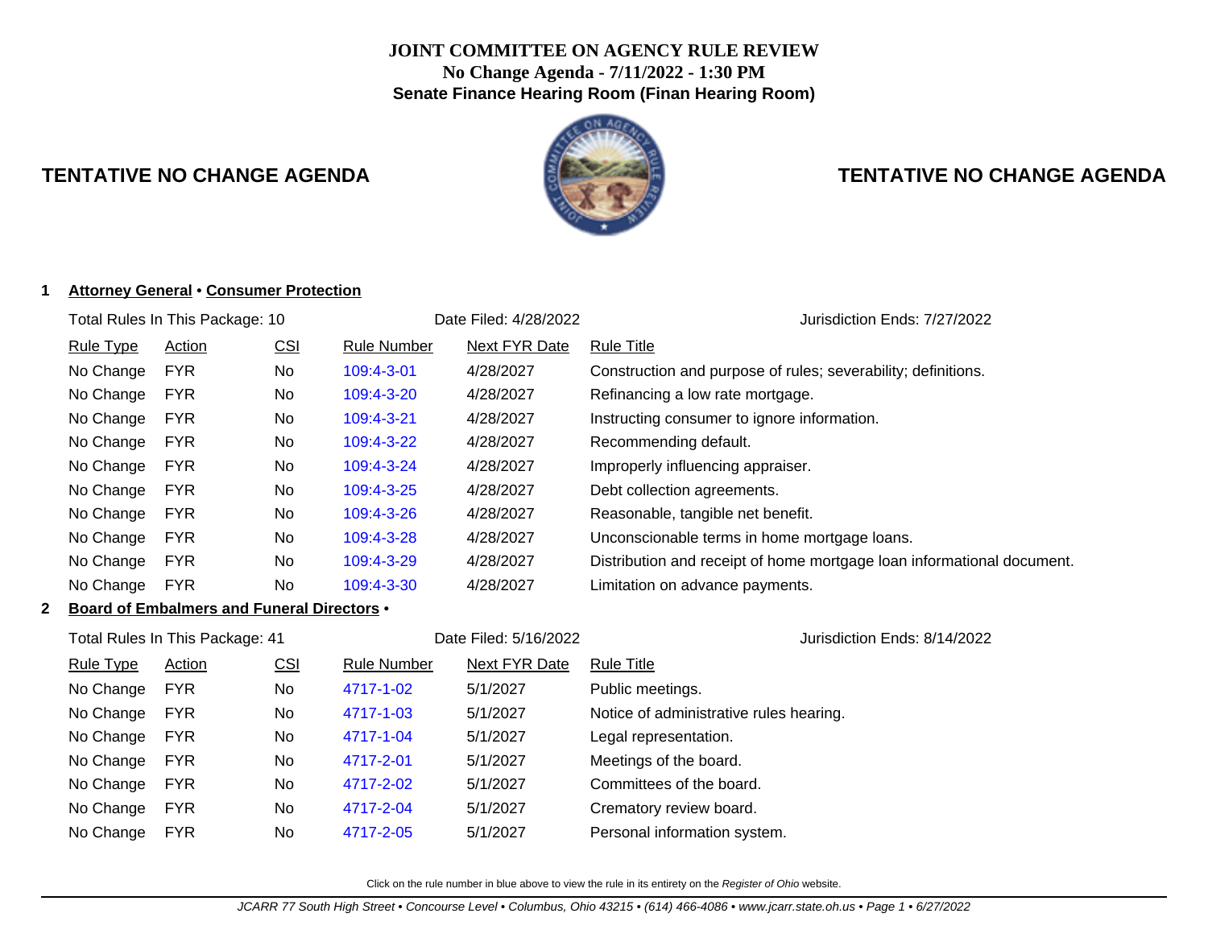# JOINT COMMITTEE ON AGENCY RULE REVIEW

**No Change Agenda - 7/11/2022 - 1:30 PM**

**Senate Finance Hearing Room (Finan Hearing Room)**

## TENTATIVE NO CHANGE AGENDA

### 1 Attorney General • Consumer Protection

Total Rules In This Package: 10 | Date Filed: 4/28/2022 | Jurisdiction Ends: 7/27/2022

| Rule Type | Action | CSI | Rule Number | Next FYR Date | Rule Title |
|---|---|---|---|---|---|
| No Change | FYR | No | 109:4-3-01 | 4/28/2027 | Construction and purpose of rules; severability; definitions. |
| No Change | FYR | No | 109:4-3-20 | 4/28/2027 | Refinancing a low rate mortgage. |
| No Change | FYR | No | 109:4-3-21 | 4/28/2027 | Instructing consumer to ignore information. |
| No Change | FYR | No | 109:4-3-22 | 4/28/2027 | Recommending default. |
| No Change | FYR | No | 109:4-3-24 | 4/28/2027 | Improperly influencing appraiser. |
| No Change | FYR | No | 109:4-3-25 | 4/28/2027 | Debt collection agreements. |
| No Change | FYR | No | 109:4-3-26 | 4/28/2027 | Reasonable, tangible net benefit. |
| No Change | FYR | No | 109:4-3-28 | 4/28/2027 | Unconscionable terms in home mortgage loans. |
| No Change | FYR | No | 109:4-3-29 | 4/28/2027 | Distribution and receipt of home mortgage loan informational document. |
| No Change | FYR | No | 109:4-3-30 | 4/28/2027 | Limitation on advance payments. |

### 2 Board of Embalmers and Funeral Directors •

Total Rules In This Package: 41 | Date Filed: 5/16/2022 | Jurisdiction Ends: 8/14/2022

| Rule Type | Action | CSI | Rule Number | Next FYR Date | Rule Title |
|---|---|---|---|---|---|
| No Change | FYR | No | 4717-1-02 | 5/1/2027 | Public meetings. |
| No Change | FYR | No | 4717-1-03 | 5/1/2027 | Notice of administrative rules hearing. |
| No Change | FYR | No | 4717-1-04 | 5/1/2027 | Legal representation. |
| No Change | FYR | No | 4717-2-01 | 5/1/2027 | Meetings of the board. |
| No Change | FYR | No | 4717-2-02 | 5/1/2027 | Committees of the board. |
| No Change | FYR | No | 4717-2-04 | 5/1/2027 | Crematory review board. |
| No Change | FYR | No | 4717-2-05 | 5/1/2027 | Personal information system. |

Click on the rule number in blue above to view the rule in its entirety on the *Register of Ohio* website.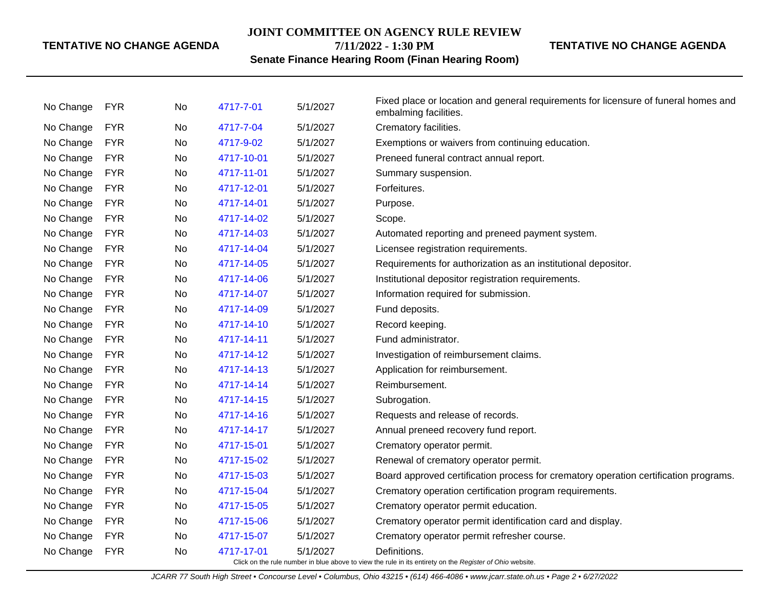| | | | | | |
|---|---|---|---|---|---|
| No Change | FYR | No | 4717-7-01 | 5/1/2027 | Fixed place or location and general requirements for licensure of funeral homes and embalming facilities. |
| No Change | FYR | No | 4717-7-04 | 5/1/2027 | Crematory facilities. |
| No Change | FYR | No | 4717-9-02 | 5/1/2027 | Exemptions or waivers from continuing education. |
| No Change | FYR | No | 4717-10-01 | 5/1/2027 | Preneed funeral contract annual report. |
| No Change | FYR | No | 4717-11-01 | 5/1/2027 | Summary suspension. |
| No Change | FYR | No | 4717-12-01 | 5/1/2027 | Forfeitures. |
| No Change | FYR | No | 4717-14-01 | 5/1/2027 | Purpose. |
| No Change | FYR | No | 4717-14-02 | 5/1/2027 | Scope. |
| No Change | FYR | No | 4717-14-03 | 5/1/2027 | Automated reporting and preneed payment system. |
| No Change | FYR | No | 4717-14-04 | 5/1/2027 | Licensee registration requirements. |
| No Change | FYR | No | 4717-14-05 | 5/1/2027 | Requirements for authorization as an institutional depositor. |
| No Change | FYR | No | 4717-14-06 | 5/1/2027 | Institutional depositor registration requirements. |
| No Change | FYR | No | 4717-14-07 | 5/1/2027 | Information required for submission. |
| No Change | FYR | No | 4717-14-09 | 5/1/2027 | Fund deposits. |
| No Change | FYR | No | 4717-14-10 | 5/1/2027 | Record keeping. |
| No Change | FYR | No | 4717-14-11 | 5/1/2027 | Fund administrator. |
| No Change | FYR | No | 4717-14-12 | 5/1/2027 | Investigation of reimbursement claims. |
| No Change | FYR | No | 4717-14-13 | 5/1/2027 | Application for reimbursement. |
| No Change | FYR | No | 4717-14-14 | 5/1/2027 | Reimbursement. |
| No Change | FYR | No | 4717-14-15 | 5/1/2027 | Subrogation. |
| No Change | FYR | No | 4717-14-16 | 5/1/2027 | Requests and release of records. |
| No Change | FYR | No | 4717-14-17 | 5/1/2027 | Annual preneed recovery fund report. |
| No Change | FYR | No | 4717-15-01 | 5/1/2027 | Crematory operator permit. |
| No Change | FYR | No | 4717-15-02 | 5/1/2027 | Renewal of crematory operator permit. |
| No Change | FYR | No | 4717-15-03 | 5/1/2027 | Board approved certification process for crematory operation certification programs. |
| No Change | FYR | No | 4717-15-04 | 5/1/2027 | Crematory operation certification program requirements. |
| No Change | FYR | No | 4717-15-05 | 5/1/2027 | Crematory operator permit education. |
| No Change | FYR | No | 4717-15-06 | 5/1/2027 | Crematory operator permit identification card and display. |
| No Change | FYR | No | 4717-15-07 | 5/1/2027 | Crematory operator permit refresher course. |
| No Change | FYR | No | 4717-17-01 | 5/1/2027 | Definitions. |

Click on the rule number in blue above to view the rule in its entirety on the *Register of Ohio* website.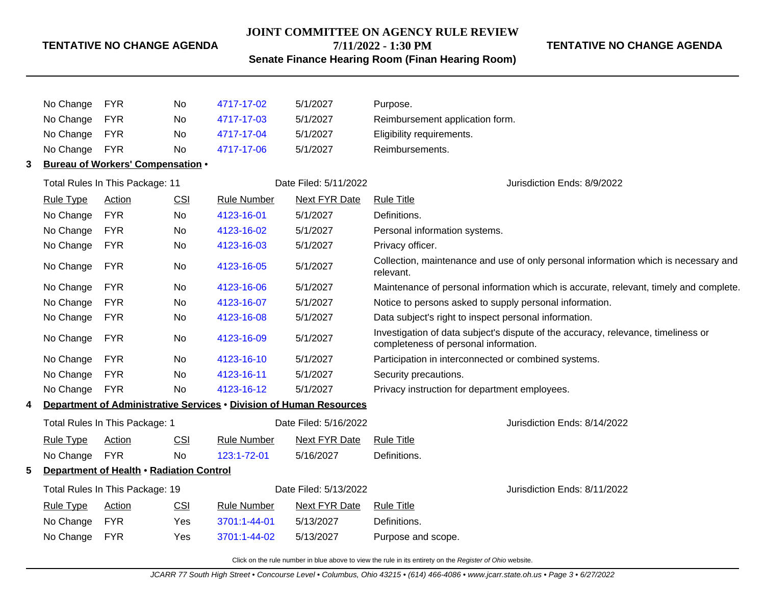| Rule Type | Action | CSI | Rule Number | Next FYR Date | Rule Title |
|---|---|---|---|---|---|
| No Change | FYR | No | 4717-17-02 | 5/1/2027 | Purpose. |
| No Change | FYR | No | 4717-17-03 | 5/1/2027 | Reimbursement application form. |
| No Change | FYR | No | 4717-17-04 | 5/1/2027 | Eligibility requirements. |
| No Change | FYR | No | 4717-17-06 | 5/1/2027 | Reimbursements. |

**3 Bureau of Workers' Compensation •**

Total Rules In This Package: 11 | Date Filed: 5/11/2022 | Jurisdiction Ends: 8/9/2022

| Rule Type | Action | CSI | Rule Number | Next FYR Date | Rule Title |
|---|---|---|---|---|---|
| No Change | FYR | No | 4123-16-01 | 5/1/2027 | Definitions. |
| No Change | FYR | No | 4123-16-02 | 5/1/2027 | Personal information systems. |
| No Change | FYR | No | 4123-16-03 | 5/1/2027 | Privacy officer. |
| No Change | FYR | No | 4123-16-05 | 5/1/2027 | Collection, maintenance and use of only personal information which is necessary and relevant. |
| No Change | FYR | No | 4123-16-06 | 5/1/2027 | Maintenance of personal information which is accurate, relevant, timely and complete. |
| No Change | FYR | No | 4123-16-07 | 5/1/2027 | Notice to persons asked to supply personal information. |
| No Change | FYR | No | 4123-16-08 | 5/1/2027 | Data subject's right to inspect personal information. |
| No Change | FYR | No | 4123-16-09 | 5/1/2027 | Investigation of data subject's dispute of the accuracy, relevance, timeliness or completeness of personal information. |
| No Change | FYR | No | 4123-16-10 | 5/1/2027 | Participation in interconnected or combined systems. |
| No Change | FYR | No | 4123-16-11 | 5/1/2027 | Security precautions. |
| No Change | FYR | No | 4123-16-12 | 5/1/2027 | Privacy instruction for department employees. |

**4 Department of Administrative Services • Division of Human Resources**

Total Rules In This Package: 1 | Date Filed: 5/16/2022 | Jurisdiction Ends: 8/14/2022

| Rule Type | Action | CSI | Rule Number | Next FYR Date | Rule Title |
|---|---|---|---|---|---|
| No Change | FYR | No | 123:1-72-01 | 5/16/2027 | Definitions. |

**5 Department of Health • Radiation Control**

Total Rules In This Package: 19 | Date Filed: 5/13/2022 | Jurisdiction Ends: 8/11/2022

| Rule Type | Action | CSI | Rule Number | Next FYR Date | Rule Title |
|---|---|---|---|---|---|
| No Change | FYR | Yes | 3701:1-44-01 | 5/13/2027 | Definitions. |
| No Change | FYR | Yes | 3701:1-44-02 | 5/13/2027 | Purpose and scope. |

Click on the rule number in blue above to view the rule in its entirety on the *Register of Ohio* website.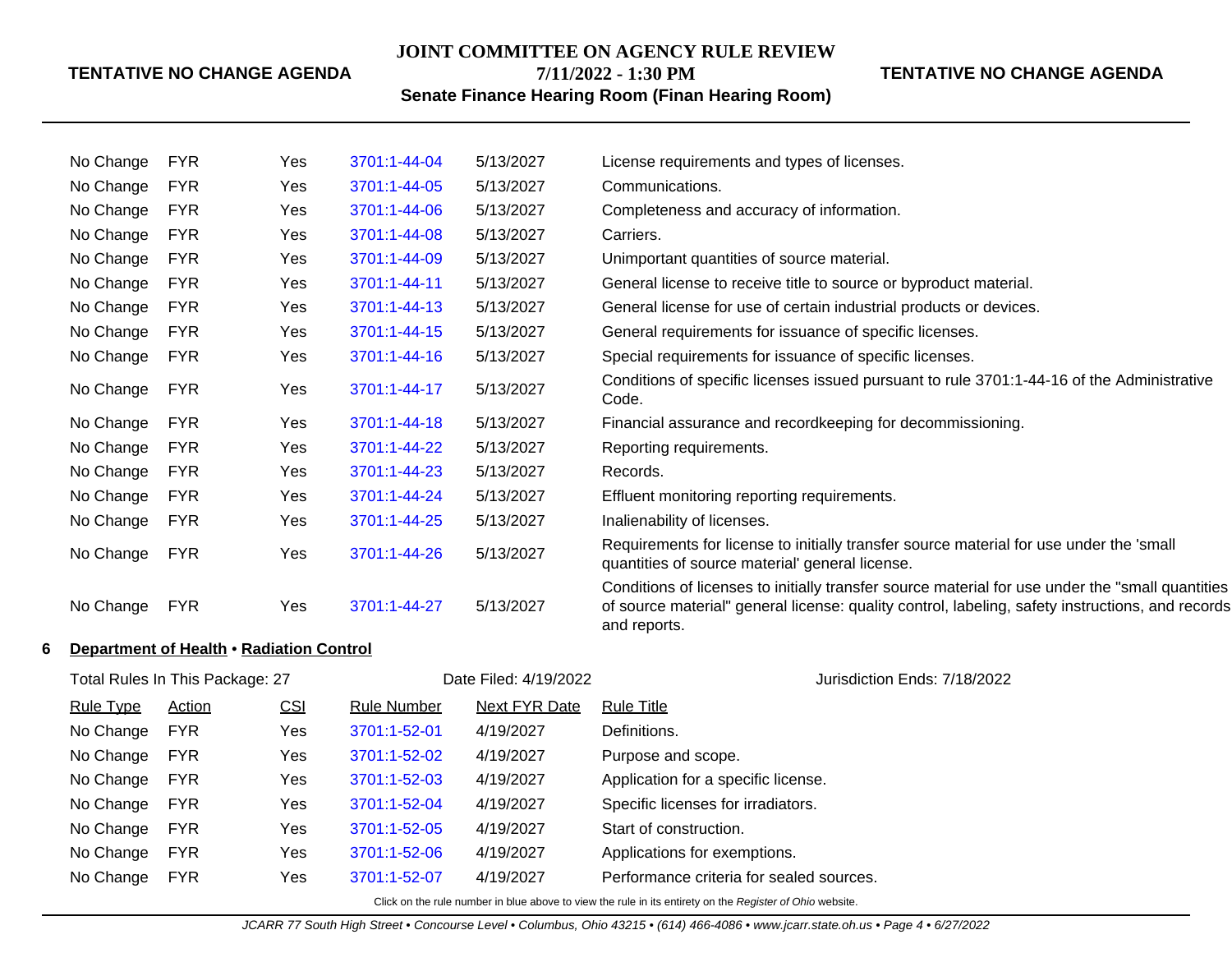| | | | | |
|---|---|---|---|---|
| No Change | FYR | Yes | 3701:1-44-04 | 5/13/2027 | License requirements and types of licenses. |
| No Change | FYR | Yes | 3701:1-44-05 | 5/13/2027 | Communications. |
| No Change | FYR | Yes | 3701:1-44-06 | 5/13/2027 | Completeness and accuracy of information. |
| No Change | FYR | Yes | 3701:1-44-08 | 5/13/2027 | Carriers. |
| No Change | FYR | Yes | 3701:1-44-09 | 5/13/2027 | Unimportant quantities of source material. |
| No Change | FYR | Yes | 3701:1-44-11 | 5/13/2027 | General license to receive title to source or byproduct material. |
| No Change | FYR | Yes | 3701:1-44-13 | 5/13/2027 | General license for use of certain industrial products or devices. |
| No Change | FYR | Yes | 3701:1-44-15 | 5/13/2027 | General requirements for issuance of specific licenses. |
| No Change | FYR | Yes | 3701:1-44-16 | 5/13/2027 | Special requirements for issuance of specific licenses. |
| No Change | FYR | Yes | 3701:1-44-17 | 5/13/2027 | Conditions of specific licenses issued pursuant to rule 3701:1-44-16 of the Administrative Code. |
| No Change | FYR | Yes | 3701:1-44-18 | 5/13/2027 | Financial assurance and recordkeeping for decommissioning. |
| No Change | FYR | Yes | 3701:1-44-22 | 5/13/2027 | Reporting requirements. |
| No Change | FYR | Yes | 3701:1-44-23 | 5/13/2027 | Records. |
| No Change | FYR | Yes | 3701:1-44-24 | 5/13/2027 | Effluent monitoring reporting requirements. |
| No Change | FYR | Yes | 3701:1-44-25 | 5/13/2027 | Inalienability of licenses. |
| No Change | FYR | Yes | 3701:1-44-26 | 5/13/2027 | Requirements for license to initially transfer source material for use under the 'small quantities of source material' general license. |
| No Change | FYR | Yes | 3701:1-44-27 | 5/13/2027 | Conditions of licenses to initially transfer source material for use under the "small quantities of source material" general license: quality control, labeling, safety instructions, and records and reports. |

**6 Department of Health • Radiation Control**

Total Rules In This Package: 27 — Date Filed: 4/19/2022 — Jurisdiction Ends: 7/18/2022

| Rule Type | Action | CSI | Rule Number | Next FYR Date | Rule Title |
|---|---|---|---|---|---|
| No Change | FYR | Yes | 3701:1-52-01 | 4/19/2027 | Definitions. |
| No Change | FYR | Yes | 3701:1-52-02 | 4/19/2027 | Purpose and scope. |
| No Change | FYR | Yes | 3701:1-52-03 | 4/19/2027 | Application for a specific license. |
| No Change | FYR | Yes | 3701:1-52-04 | 4/19/2027 | Specific licenses for irradiators. |
| No Change | FYR | Yes | 3701:1-52-05 | 4/19/2027 | Start of construction. |
| No Change | FYR | Yes | 3701:1-52-06 | 4/19/2027 | Applications for exemptions. |
| No Change | FYR | Yes | 3701:1-52-07 | 4/19/2027 | Performance criteria for sealed sources. |

Click on the rule number in blue above to view the rule in its entirety on the *Register of Ohio* website.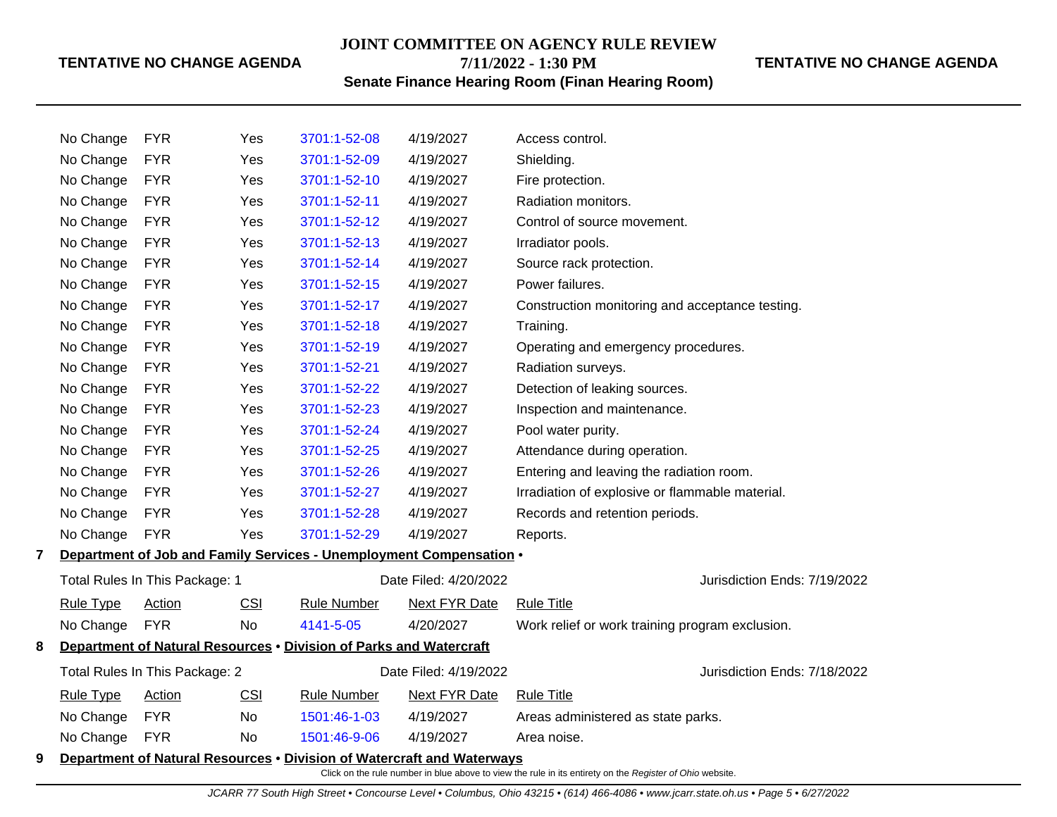| Rule Type | Action | CSI | Rule Number | Next FYR Date | Rule Title |
|---|---|---|---|---|---|
| No Change | FYR | Yes | 3701:1-52-08 | 4/19/2027 | Access control. |
| No Change | FYR | Yes | 3701:1-52-09 | 4/19/2027 | Shielding. |
| No Change | FYR | Yes | 3701:1-52-10 | 4/19/2027 | Fire protection. |
| No Change | FYR | Yes | 3701:1-52-11 | 4/19/2027 | Radiation monitors. |
| No Change | FYR | Yes | 3701:1-52-12 | 4/19/2027 | Control of source movement. |
| No Change | FYR | Yes | 3701:1-52-13 | 4/19/2027 | Irradiator pools. |
| No Change | FYR | Yes | 3701:1-52-14 | 4/19/2027 | Source rack protection. |
| No Change | FYR | Yes | 3701:1-52-15 | 4/19/2027 | Power failures. |
| No Change | FYR | Yes | 3701:1-52-17 | 4/19/2027 | Construction monitoring and acceptance testing. |
| No Change | FYR | Yes | 3701:1-52-18 | 4/19/2027 | Training. |
| No Change | FYR | Yes | 3701:1-52-19 | 4/19/2027 | Operating and emergency procedures. |
| No Change | FYR | Yes | 3701:1-52-21 | 4/19/2027 | Radiation surveys. |
| No Change | FYR | Yes | 3701:1-52-22 | 4/19/2027 | Detection of leaking sources. |
| No Change | FYR | Yes | 3701:1-52-23 | 4/19/2027 | Inspection and maintenance. |
| No Change | FYR | Yes | 3701:1-52-24 | 4/19/2027 | Pool water purity. |
| No Change | FYR | Yes | 3701:1-52-25 | 4/19/2027 | Attendance during operation. |
| No Change | FYR | Yes | 3701:1-52-26 | 4/19/2027 | Entering and leaving the radiation room. |
| No Change | FYR | Yes | 3701:1-52-27 | 4/19/2027 | Irradiation of explosive or flammable material. |
| No Change | FYR | Yes | 3701:1-52-28 | 4/19/2027 | Records and retention periods. |
| No Change | FYR | Yes | 3701:1-52-29 | 4/19/2027 | Reports. |

## 7 Department of Job and Family Services - Unemployment Compensation •

Total Rules In This Package: 1 | Date Filed: 4/20/2022 | Jurisdiction Ends: 7/19/2022

| Rule Type | Action | CSI | Rule Number | Next FYR Date | Rule Title |
|---|---|---|---|---|---|
| No Change | FYR | No | 4141-5-05 | 4/20/2027 | Work relief or work training program exclusion. |

## 8 Department of Natural Resources • Division of Parks and Watercraft

Total Rules In This Package: 2 | Date Filed: 4/19/2022 | Jurisdiction Ends: 7/18/2022

| Rule Type | Action | CSI | Rule Number | Next FYR Date | Rule Title |
|---|---|---|---|---|---|
| No Change | FYR | No | 1501:46-1-03 | 4/19/2027 | Areas administered as state parks. |
| No Change | FYR | No | 1501:46-9-06 | 4/19/2027 | Area noise. |

## 9 Department of Natural Resources • Division of Watercraft and Waterways

Click on the rule number in blue above to view the rule in its entirety on the *Register of Ohio* website.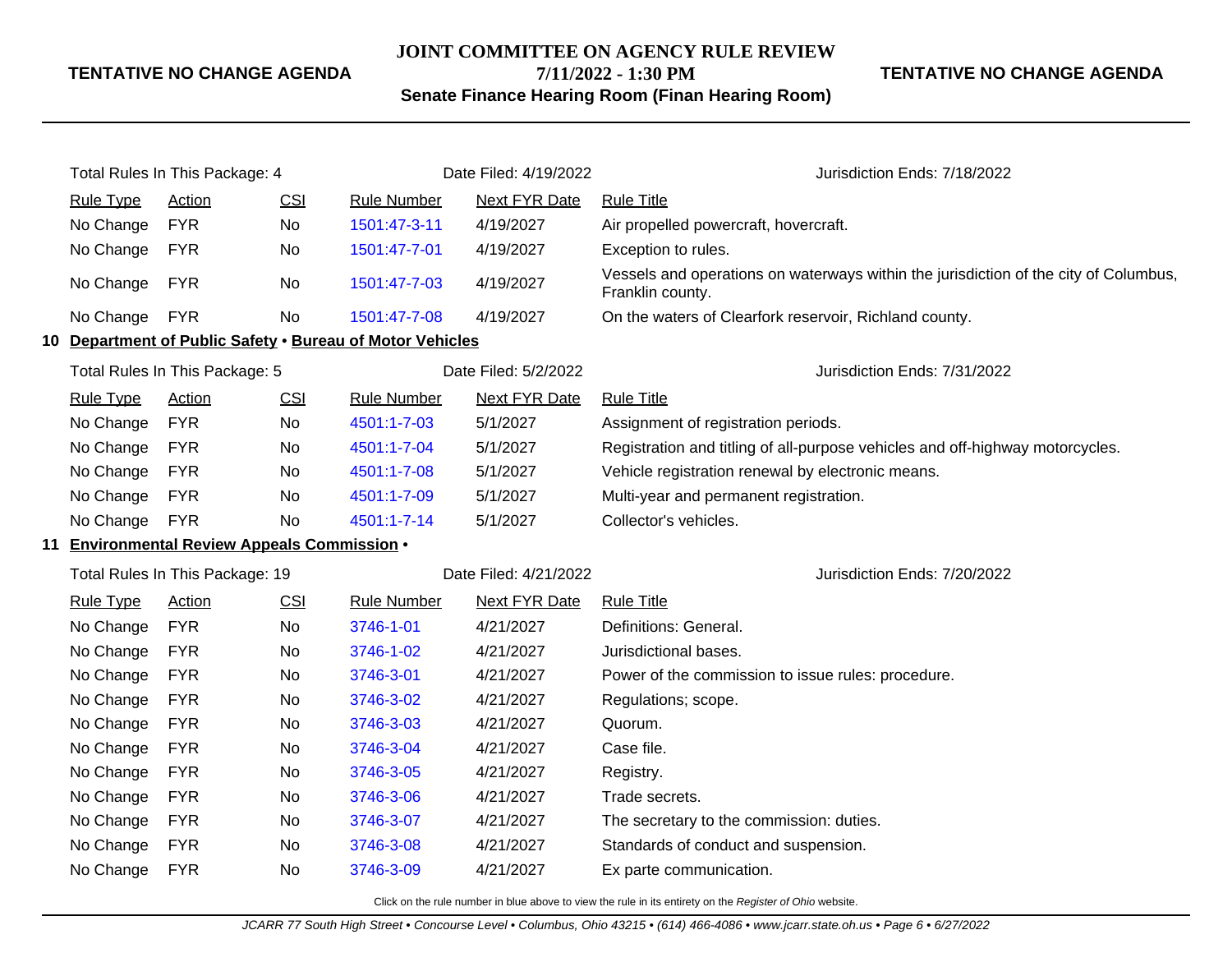Total Rules In This Package: 4 | Date Filed: 4/19/2022 | Jurisdiction Ends: 7/18/2022

| Rule Type | Action | CSI | Rule Number | Next FYR Date | Rule Title |
|---|---|---|---|---|---|
| No Change | FYR | No | 1501:47-3-11 | 4/19/2027 | Air propelled powercraft, hovercraft. |
| No Change | FYR | No | 1501:47-7-01 | 4/19/2027 | Exception to rules. |
| No Change | FYR | No | 1501:47-7-03 | 4/19/2027 | Vessels and operations on waterways within the jurisdiction of the city of Columbus, Franklin county. |
| No Change | FYR | No | 1501:47-7-08 | 4/19/2027 | On the waters of Clearfork reservoir, Richland county. |

## 10 Department of Public Safety • Bureau of Motor Vehicles

Total Rules In This Package: 5 | Date Filed: 5/2/2022 | Jurisdiction Ends: 7/31/2022

| Rule Type | Action | CSI | Rule Number | Next FYR Date | Rule Title |
|---|---|---|---|---|---|
| No Change | FYR | No | 4501:1-7-03 | 5/1/2027 | Assignment of registration periods. |
| No Change | FYR | No | 4501:1-7-04 | 5/1/2027 | Registration and titling of all-purpose vehicles and off-highway motorcycles. |
| No Change | FYR | No | 4501:1-7-08 | 5/1/2027 | Vehicle registration renewal by electronic means. |
| No Change | FYR | No | 4501:1-7-09 | 5/1/2027 | Multi-year and permanent registration. |
| No Change | FYR | No | 4501:1-7-14 | 5/1/2027 | Collector's vehicles. |

## 11 Environmental Review Appeals Commission •

Total Rules In This Package: 19 | Date Filed: 4/21/2022 | Jurisdiction Ends: 7/20/2022

| Rule Type | Action | CSI | Rule Number | Next FYR Date | Rule Title |
|---|---|---|---|---|---|
| No Change | FYR | No | 3746-1-01 | 4/21/2027 | Definitions: General. |
| No Change | FYR | No | 3746-1-02 | 4/21/2027 | Jurisdictional bases. |
| No Change | FYR | No | 3746-3-01 | 4/21/2027 | Power of the commission to issue rules: procedure. |
| No Change | FYR | No | 3746-3-02 | 4/21/2027 | Regulations; scope. |
| No Change | FYR | No | 3746-3-03 | 4/21/2027 | Quorum. |
| No Change | FYR | No | 3746-3-04 | 4/21/2027 | Case file. |
| No Change | FYR | No | 3746-3-05 | 4/21/2027 | Registry. |
| No Change | FYR | No | 3746-3-06 | 4/21/2027 | Trade secrets. |
| No Change | FYR | No | 3746-3-07 | 4/21/2027 | The secretary to the commission: duties. |
| No Change | FYR | No | 3746-3-08 | 4/21/2027 | Standards of conduct and suspension. |
| No Change | FYR | No | 3746-3-09 | 4/21/2027 | Ex parte communication. |

Click on the rule number in blue above to view the rule in its entirety on the *Register of Ohio* website.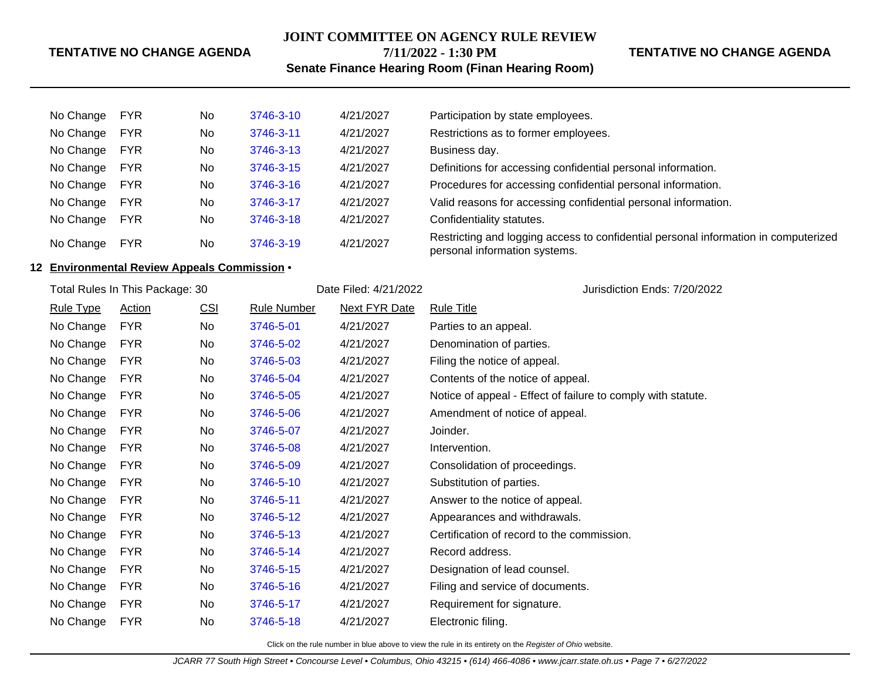| | | | | | |
|---|---|---|---|---|---|
| No Change | FYR | No | 3746-3-10 | 4/21/2027 | Participation by state employees. |
| No Change | FYR | No | 3746-3-11 | 4/21/2027 | Restrictions as to former employees. |
| No Change | FYR | No | 3746-3-13 | 4/21/2027 | Business day. |
| No Change | FYR | No | 3746-3-15 | 4/21/2027 | Definitions for accessing confidential personal information. |
| No Change | FYR | No | 3746-3-16 | 4/21/2027 | Procedures for accessing confidential personal information. |
| No Change | FYR | No | 3746-3-17 | 4/21/2027 | Valid reasons for accessing confidential personal information. |
| No Change | FYR | No | 3746-3-18 | 4/21/2027 | Confidentiality statutes. |
| No Change | FYR | No | 3746-3-19 | 4/21/2027 | Restricting and logging access to confidential personal information in computerized personal information systems. |

**12 Environmental Review Appeals Commission •**

Total Rules In This Package: 30 | Date Filed: 4/21/2022 | Jurisdiction Ends: 7/20/2022

| Rule Type | Action | CSI | Rule Number | Next FYR Date | Rule Title |
|---|---|---|---|---|---|
| No Change | FYR | No | 3746-5-01 | 4/21/2027 | Parties to an appeal. |
| No Change | FYR | No | 3746-5-02 | 4/21/2027 | Denomination of parties. |
| No Change | FYR | No | 3746-5-03 | 4/21/2027 | Filing the notice of appeal. |
| No Change | FYR | No | 3746-5-04 | 4/21/2027 | Contents of the notice of appeal. |
| No Change | FYR | No | 3746-5-05 | 4/21/2027 | Notice of appeal - Effect of failure to comply with statute. |
| No Change | FYR | No | 3746-5-06 | 4/21/2027 | Amendment of notice of appeal. |
| No Change | FYR | No | 3746-5-07 | 4/21/2027 | Joinder. |
| No Change | FYR | No | 3746-5-08 | 4/21/2027 | Intervention. |
| No Change | FYR | No | 3746-5-09 | 4/21/2027 | Consolidation of proceedings. |
| No Change | FYR | No | 3746-5-10 | 4/21/2027 | Substitution of parties. |
| No Change | FYR | No | 3746-5-11 | 4/21/2027 | Answer to the notice of appeal. |
| No Change | FYR | No | 3746-5-12 | 4/21/2027 | Appearances and withdrawals. |
| No Change | FYR | No | 3746-5-13 | 4/21/2027 | Certification of record to the commission. |
| No Change | FYR | No | 3746-5-14 | 4/21/2027 | Record address. |
| No Change | FYR | No | 3746-5-15 | 4/21/2027 | Designation of lead counsel. |
| No Change | FYR | No | 3746-5-16 | 4/21/2027 | Filing and service of documents. |
| No Change | FYR | No | 3746-5-17 | 4/21/2027 | Requirement for signature. |
| No Change | FYR | No | 3746-5-18 | 4/21/2027 | Electronic filing. |

Click on the rule number in blue above to view the rule in its entirety on the *Register of Ohio* website.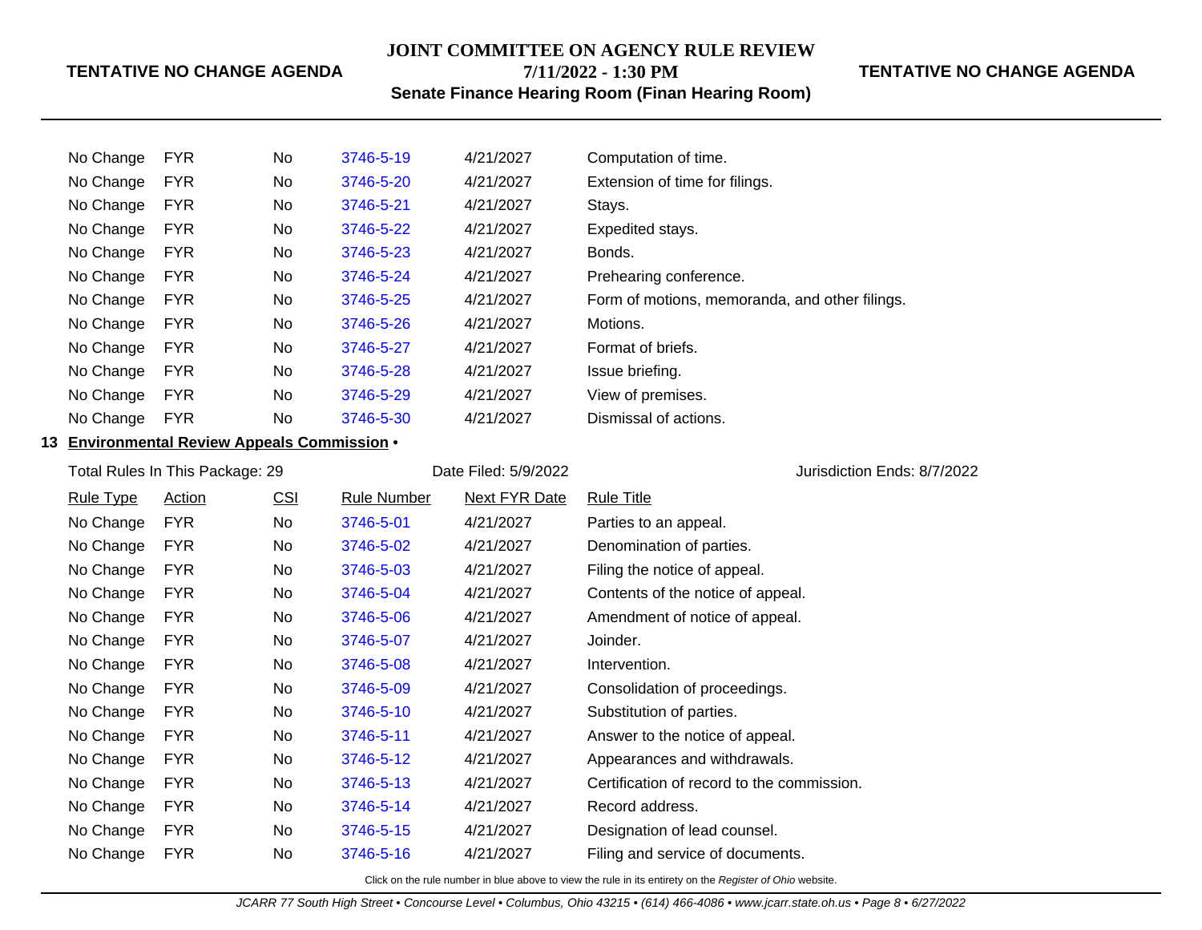| | | | | |
|---|---|---|---|---|
| No Change | FYR | No | 3746-5-19 | 4/21/2027 | Computation of time. |
| No Change | FYR | No | 3746-5-20 | 4/21/2027 | Extension of time for filings. |
| No Change | FYR | No | 3746-5-21 | 4/21/2027 | Stays. |
| No Change | FYR | No | 3746-5-22 | 4/21/2027 | Expedited stays. |
| No Change | FYR | No | 3746-5-23 | 4/21/2027 | Bonds. |
| No Change | FYR | No | 3746-5-24 | 4/21/2027 | Prehearing conference. |
| No Change | FYR | No | 3746-5-25 | 4/21/2027 | Form of motions, memoranda, and other filings. |
| No Change | FYR | No | 3746-5-26 | 4/21/2027 | Motions. |
| No Change | FYR | No | 3746-5-27 | 4/21/2027 | Format of briefs. |
| No Change | FYR | No | 3746-5-28 | 4/21/2027 | Issue briefing. |
| No Change | FYR | No | 3746-5-29 | 4/21/2027 | View of premises. |
| No Change | FYR | No | 3746-5-30 | 4/21/2027 | Dismissal of actions. |

**13 Environmental Review Appeals Commission •**

Total Rules In This Package: 29 | Date Filed: 5/9/2022 | Jurisdiction Ends: 8/7/2022

| Rule Type | Action | CSI | Rule Number | Next FYR Date | Rule Title |
|---|---|---|---|---|---|
| No Change | FYR | No | 3746-5-01 | 4/21/2027 | Parties to an appeal. |
| No Change | FYR | No | 3746-5-02 | 4/21/2027 | Denomination of parties. |
| No Change | FYR | No | 3746-5-03 | 4/21/2027 | Filing the notice of appeal. |
| No Change | FYR | No | 3746-5-04 | 4/21/2027 | Contents of the notice of appeal. |
| No Change | FYR | No | 3746-5-06 | 4/21/2027 | Amendment of notice of appeal. |
| No Change | FYR | No | 3746-5-07 | 4/21/2027 | Joinder. |
| No Change | FYR | No | 3746-5-08 | 4/21/2027 | Intervention. |
| No Change | FYR | No | 3746-5-09 | 4/21/2027 | Consolidation of proceedings. |
| No Change | FYR | No | 3746-5-10 | 4/21/2027 | Substitution of parties. |
| No Change | FYR | No | 3746-5-11 | 4/21/2027 | Answer to the notice of appeal. |
| No Change | FYR | No | 3746-5-12 | 4/21/2027 | Appearances and withdrawals. |
| No Change | FYR | No | 3746-5-13 | 4/21/2027 | Certification of record to the commission. |
| No Change | FYR | No | 3746-5-14 | 4/21/2027 | Record address. |
| No Change | FYR | No | 3746-5-15 | 4/21/2027 | Designation of lead counsel. |
| No Change | FYR | No | 3746-5-16 | 4/21/2027 | Filing and service of documents. |

Click on the rule number in blue above to view the rule in its entirety on the *Register of Ohio* website.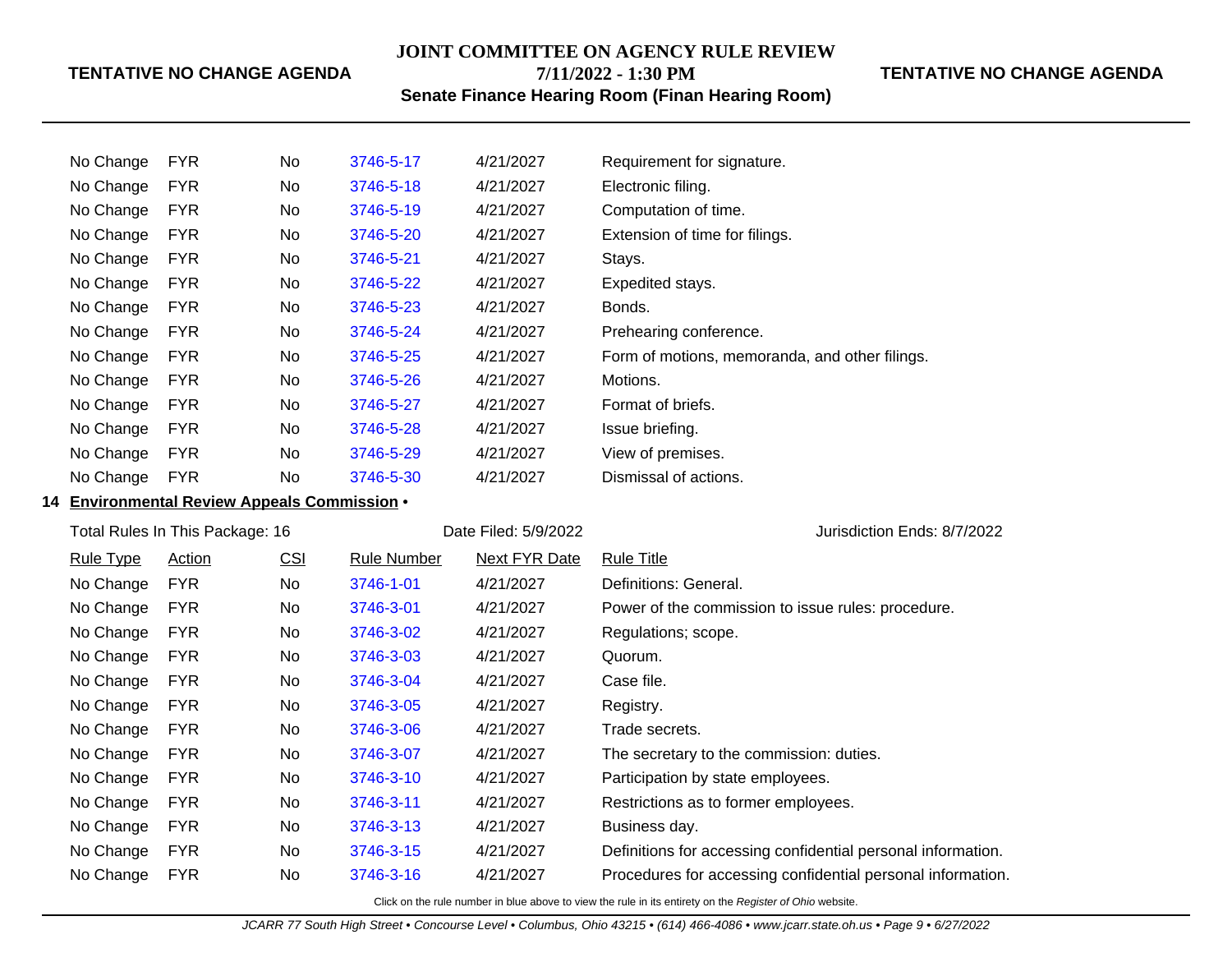| Rule Type | Action | CSI | Rule Number | Next FYR Date | Rule Title |
|---|---|---|---|---|---|
| No Change | FYR | No | 3746-5-17 | 4/21/2027 | Requirement for signature. |
| No Change | FYR | No | 3746-5-18 | 4/21/2027 | Electronic filing. |
| No Change | FYR | No | 3746-5-19 | 4/21/2027 | Computation of time. |
| No Change | FYR | No | 3746-5-20 | 4/21/2027 | Extension of time for filings. |
| No Change | FYR | No | 3746-5-21 | 4/21/2027 | Stays. |
| No Change | FYR | No | 3746-5-22 | 4/21/2027 | Expedited stays. |
| No Change | FYR | No | 3746-5-23 | 4/21/2027 | Bonds. |
| No Change | FYR | No | 3746-5-24 | 4/21/2027 | Prehearing conference. |
| No Change | FYR | No | 3746-5-25 | 4/21/2027 | Form of motions, memoranda, and other filings. |
| No Change | FYR | No | 3746-5-26 | 4/21/2027 | Motions. |
| No Change | FYR | No | 3746-5-27 | 4/21/2027 | Format of briefs. |
| No Change | FYR | No | 3746-5-28 | 4/21/2027 | Issue briefing. |
| No Change | FYR | No | 3746-5-29 | 4/21/2027 | View of premises. |
| No Change | FYR | No | 3746-5-30 | 4/21/2027 | Dismissal of actions. |

## 14 Environmental Review Appeals Commission •

Total Rules In This Package: 16 | Date Filed: 5/9/2022 | Jurisdiction Ends: 8/7/2022

| Rule Type | Action | CSI | Rule Number | Next FYR Date | Rule Title |
|---|---|---|---|---|---|
| No Change | FYR | No | 3746-1-01 | 4/21/2027 | Definitions: General. |
| No Change | FYR | No | 3746-3-01 | 4/21/2027 | Power of the commission to issue rules: procedure. |
| No Change | FYR | No | 3746-3-02 | 4/21/2027 | Regulations; scope. |
| No Change | FYR | No | 3746-3-03 | 4/21/2027 | Quorum. |
| No Change | FYR | No | 3746-3-04 | 4/21/2027 | Case file. |
| No Change | FYR | No | 3746-3-05 | 4/21/2027 | Registry. |
| No Change | FYR | No | 3746-3-06 | 4/21/2027 | Trade secrets. |
| No Change | FYR | No | 3746-3-07 | 4/21/2027 | The secretary to the commission: duties. |
| No Change | FYR | No | 3746-3-10 | 4/21/2027 | Participation by state employees. |
| No Change | FYR | No | 3746-3-11 | 4/21/2027 | Restrictions as to former employees. |
| No Change | FYR | No | 3746-3-13 | 4/21/2027 | Business day. |
| No Change | FYR | No | 3746-3-15 | 4/21/2027 | Definitions for accessing confidential personal information. |
| No Change | FYR | No | 3746-3-16 | 4/21/2027 | Procedures for accessing confidential personal information. |

Click on the rule number in blue above to view the rule in its entirety on the *Register of Ohio* website.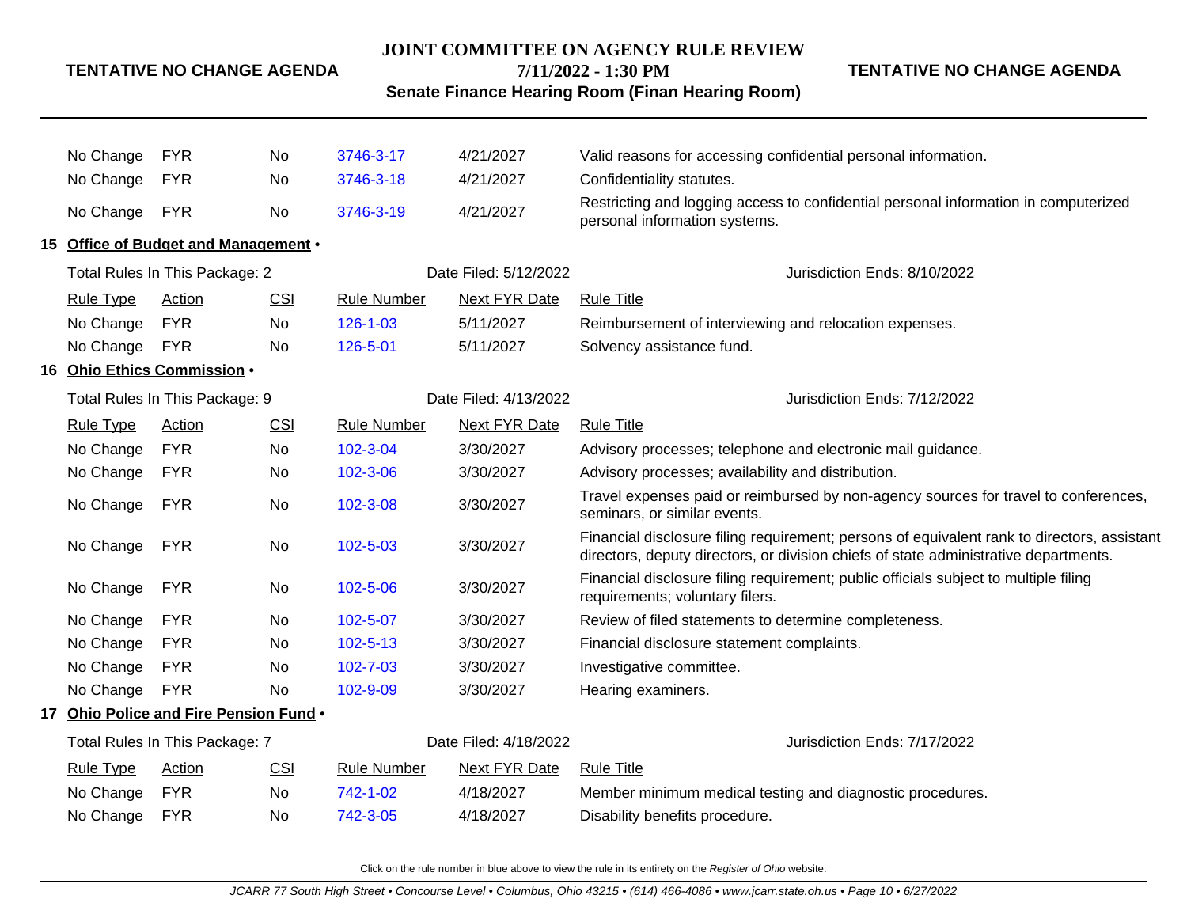| Rule Type | Action | CSI | Rule Number | Next FYR Date | Rule Title |
|---|---|---|---|---|---|
| No Change | FYR | No | 3746-3-17 | 4/21/2027 | Valid reasons for accessing confidential personal information. |
| No Change | FYR | No | 3746-3-18 | 4/21/2027 | Confidentiality statutes. |
| No Change | FYR | No | 3746-3-19 | 4/21/2027 | Restricting and logging access to confidential personal information in computerized personal information systems. |

## 15 Office of Budget and Management •

Total Rules In This Package: 2 | Date Filed: 5/12/2022 | Jurisdiction Ends: 8/10/2022

| Rule Type | Action | CSI | Rule Number | Next FYR Date | Rule Title |
|---|---|---|---|---|---|
| No Change | FYR | No | 126-1-03 | 5/11/2027 | Reimbursement of interviewing and relocation expenses. |
| No Change | FYR | No | 126-5-01 | 5/11/2027 | Solvency assistance fund. |

## 16 Ohio Ethics Commission •

Total Rules In This Package: 9 | Date Filed: 4/13/2022 | Jurisdiction Ends: 7/12/2022

| Rule Type | Action | CSI | Rule Number | Next FYR Date | Rule Title |
|---|---|---|---|---|---|
| No Change | FYR | No | 102-3-04 | 3/30/2027 | Advisory processes; telephone and electronic mail guidance. |
| No Change | FYR | No | 102-3-06 | 3/30/2027 | Advisory processes; availability and distribution. |
| No Change | FYR | No | 102-3-08 | 3/30/2027 | Travel expenses paid or reimbursed by non-agency sources for travel to conferences, seminars, or similar events. |
| No Change | FYR | No | 102-5-03 | 3/30/2027 | Financial disclosure filing requirement; persons of equivalent rank to directors, assistant directors, deputy directors, or division chiefs of state administrative departments. |
| No Change | FYR | No | 102-5-06 | 3/30/2027 | Financial disclosure filing requirement; public officials subject to multiple filing requirements; voluntary filers. |
| No Change | FYR | No | 102-5-07 | 3/30/2027 | Review of filed statements to determine completeness. |
| No Change | FYR | No | 102-5-13 | 3/30/2027 | Financial disclosure statement complaints. |
| No Change | FYR | No | 102-7-03 | 3/30/2027 | Investigative committee. |
| No Change | FYR | No | 102-9-09 | 3/30/2027 | Hearing examiners. |

## 17 Ohio Police and Fire Pension Fund •

Total Rules In This Package: 7 | Date Filed: 4/18/2022 | Jurisdiction Ends: 7/17/2022

| Rule Type | Action | CSI | Rule Number | Next FYR Date | Rule Title |
|---|---|---|---|---|---|
| No Change | FYR | No | 742-1-02 | 4/18/2027 | Member minimum medical testing and diagnostic procedures. |
| No Change | FYR | No | 742-3-05 | 4/18/2027 | Disability benefits procedure. |

Click on the rule number in blue above to view the rule in its entirety on the *Register of Ohio* website.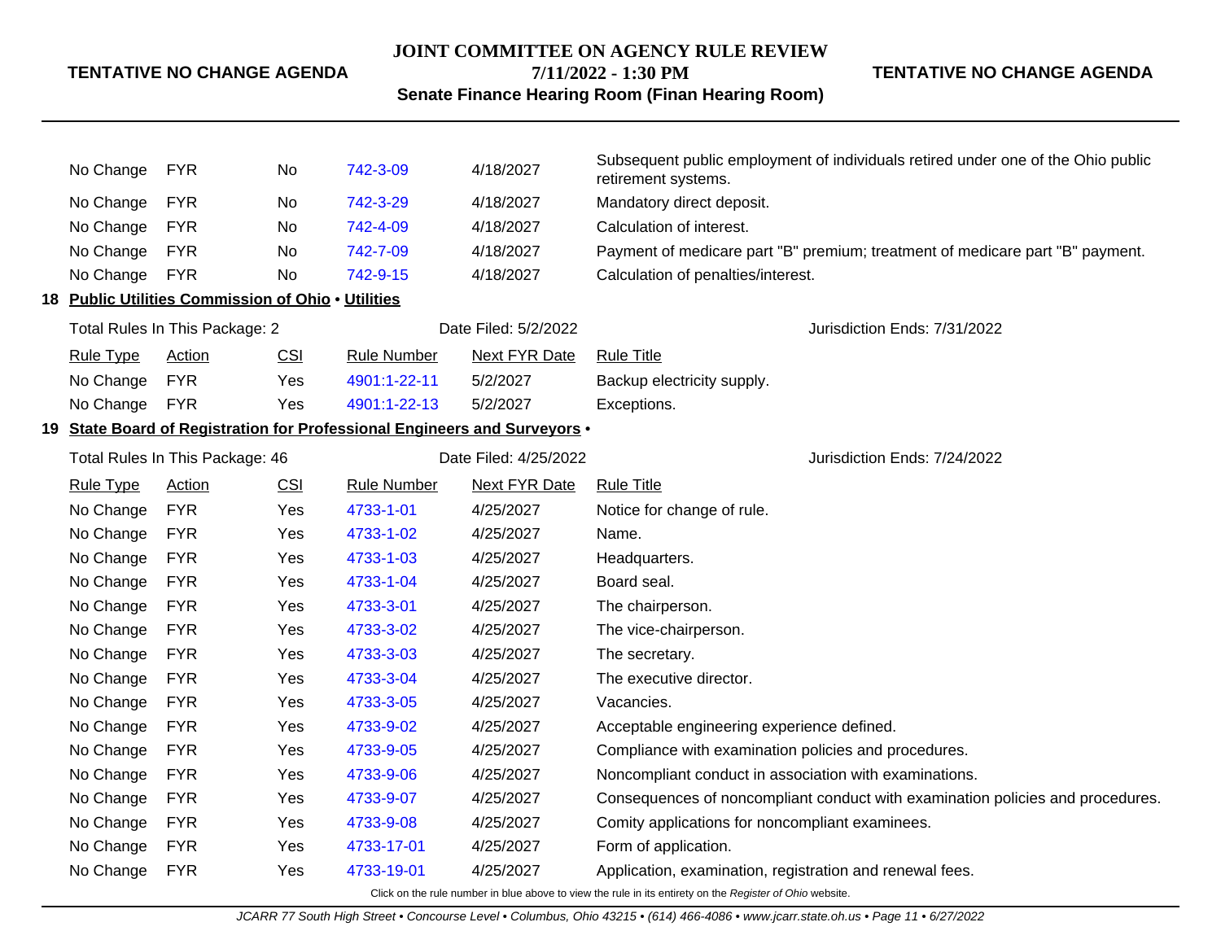| Rule Type | Action | CSI | Rule Number | Next FYR Date | Rule Title |
|---|---|---|---|---|---|
| No Change | FYR | No | 742-3-09 | 4/18/2027 | Subsequent public employment of individuals retired under one of the Ohio public retirement systems. |
| No Change | FYR | No | 742-3-29 | 4/18/2027 | Mandatory direct deposit. |
| No Change | FYR | No | 742-4-09 | 4/18/2027 | Calculation of interest. |
| No Change | FYR | No | 742-7-09 | 4/18/2027 | Payment of medicare part "B" premium; treatment of medicare part "B" payment. |
| No Change | FYR | No | 742-9-15 | 4/18/2027 | Calculation of penalties/interest. |

## 18 Public Utilities Commission of Ohio • Utilities

Total Rules In This Package: 2 | Date Filed: 5/2/2022 | Jurisdiction Ends: 7/31/2022

| Rule Type | Action | CSI | Rule Number | Next FYR Date | Rule Title |
|---|---|---|---|---|---|
| No Change | FYR | Yes | 4901:1-22-11 | 5/2/2027 | Backup electricity supply. |
| No Change | FYR | Yes | 4901:1-22-13 | 5/2/2027 | Exceptions. |

## 19 State Board of Registration for Professional Engineers and Surveyors •

Total Rules In This Package: 46 | Date Filed: 4/25/2022 | Jurisdiction Ends: 7/24/2022

| Rule Type | Action | CSI | Rule Number | Next FYR Date | Rule Title |
|---|---|---|---|---|---|
| No Change | FYR | Yes | 4733-1-01 | 4/25/2027 | Notice for change of rule. |
| No Change | FYR | Yes | 4733-1-02 | 4/25/2027 | Name. |
| No Change | FYR | Yes | 4733-1-03 | 4/25/2027 | Headquarters. |
| No Change | FYR | Yes | 4733-1-04 | 4/25/2027 | Board seal. |
| No Change | FYR | Yes | 4733-3-01 | 4/25/2027 | The chairperson. |
| No Change | FYR | Yes | 4733-3-02 | 4/25/2027 | The vice-chairperson. |
| No Change | FYR | Yes | 4733-3-03 | 4/25/2027 | The secretary. |
| No Change | FYR | Yes | 4733-3-04 | 4/25/2027 | The executive director. |
| No Change | FYR | Yes | 4733-3-05 | 4/25/2027 | Vacancies. |
| No Change | FYR | Yes | 4733-9-02 | 4/25/2027 | Acceptable engineering experience defined. |
| No Change | FYR | Yes | 4733-9-05 | 4/25/2027 | Compliance with examination policies and procedures. |
| No Change | FYR | Yes | 4733-9-06 | 4/25/2027 | Noncompliant conduct in association with examinations. |
| No Change | FYR | Yes | 4733-9-07 | 4/25/2027 | Consequences of noncompliant conduct with examination policies and procedures. |
| No Change | FYR | Yes | 4733-9-08 | 4/25/2027 | Comity applications for noncompliant examinees. |
| No Change | FYR | Yes | 4733-17-01 | 4/25/2027 | Form of application. |
| No Change | FYR | Yes | 4733-19-01 | 4/25/2027 | Application, examination, registration and renewal fees. |

Click on the rule number in blue above to view the rule in its entirety on the *Register of Ohio* website.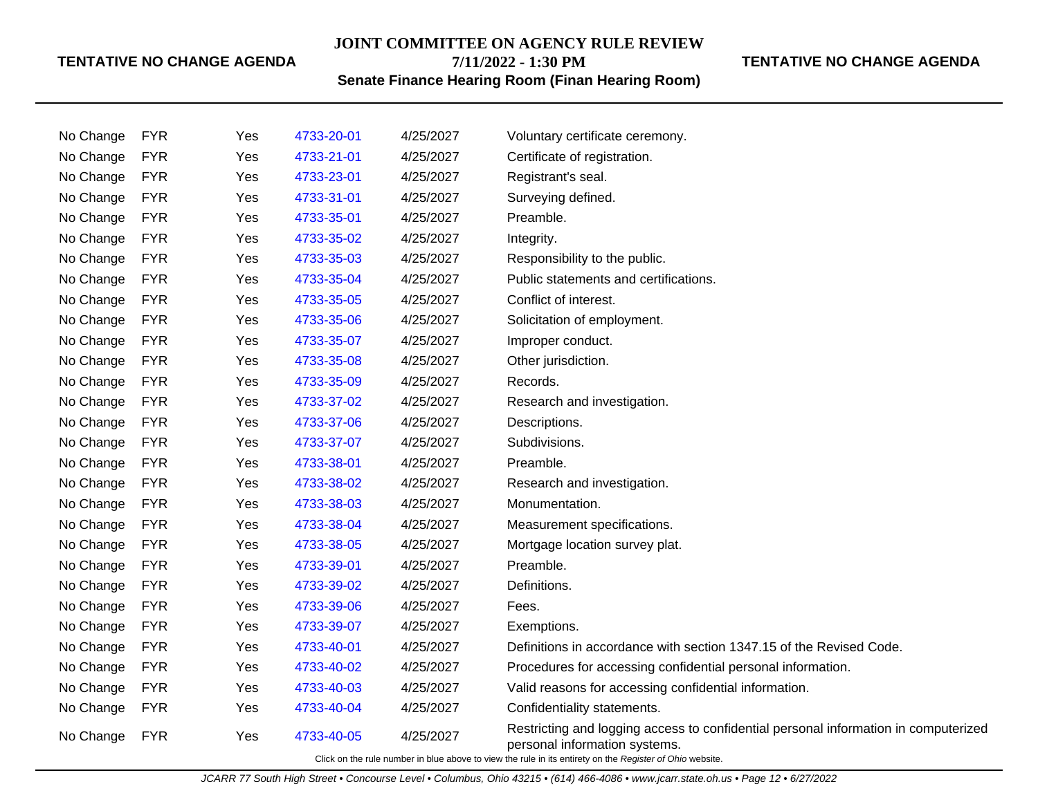| | | | | | |
|---|---|---|---|---|---|
| No Change | FYR | Yes | 4733-20-01 | 4/25/2027 | Voluntary certificate ceremony. |
| No Change | FYR | Yes | 4733-21-01 | 4/25/2027 | Certificate of registration. |
| No Change | FYR | Yes | 4733-23-01 | 4/25/2027 | Registrant's seal. |
| No Change | FYR | Yes | 4733-31-01 | 4/25/2027 | Surveying defined. |
| No Change | FYR | Yes | 4733-35-01 | 4/25/2027 | Preamble. |
| No Change | FYR | Yes | 4733-35-02 | 4/25/2027 | Integrity. |
| No Change | FYR | Yes | 4733-35-03 | 4/25/2027 | Responsibility to the public. |
| No Change | FYR | Yes | 4733-35-04 | 4/25/2027 | Public statements and certifications. |
| No Change | FYR | Yes | 4733-35-05 | 4/25/2027 | Conflict of interest. |
| No Change | FYR | Yes | 4733-35-06 | 4/25/2027 | Solicitation of employment. |
| No Change | FYR | Yes | 4733-35-07 | 4/25/2027 | Improper conduct. |
| No Change | FYR | Yes | 4733-35-08 | 4/25/2027 | Other jurisdiction. |
| No Change | FYR | Yes | 4733-35-09 | 4/25/2027 | Records. |
| No Change | FYR | Yes | 4733-37-02 | 4/25/2027 | Research and investigation. |
| No Change | FYR | Yes | 4733-37-06 | 4/25/2027 | Descriptions. |
| No Change | FYR | Yes | 4733-37-07 | 4/25/2027 | Subdivisions. |
| No Change | FYR | Yes | 4733-38-01 | 4/25/2027 | Preamble. |
| No Change | FYR | Yes | 4733-38-02 | 4/25/2027 | Research and investigation. |
| No Change | FYR | Yes | 4733-38-03 | 4/25/2027 | Monumentation. |
| No Change | FYR | Yes | 4733-38-04 | 4/25/2027 | Measurement specifications. |
| No Change | FYR | Yes | 4733-38-05 | 4/25/2027 | Mortgage location survey plat. |
| No Change | FYR | Yes | 4733-39-01 | 4/25/2027 | Preamble. |
| No Change | FYR | Yes | 4733-39-02 | 4/25/2027 | Definitions. |
| No Change | FYR | Yes | 4733-39-06 | 4/25/2027 | Fees. |
| No Change | FYR | Yes | 4733-39-07 | 4/25/2027 | Exemptions. |
| No Change | FYR | Yes | 4733-40-01 | 4/25/2027 | Definitions in accordance with section 1347.15 of the Revised Code. |
| No Change | FYR | Yes | 4733-40-02 | 4/25/2027 | Procedures for accessing confidential personal information. |
| No Change | FYR | Yes | 4733-40-03 | 4/25/2027 | Valid reasons for accessing confidential information. |
| No Change | FYR | Yes | 4733-40-04 | 4/25/2027 | Confidentiality statements. |
| No Change | FYR | Yes | 4733-40-05 | 4/25/2027 | Restricting and logging access to confidential personal information in computerized personal information systems. |

Click on the rule number in blue above to view the rule in its entirety on the *Register of Ohio* website.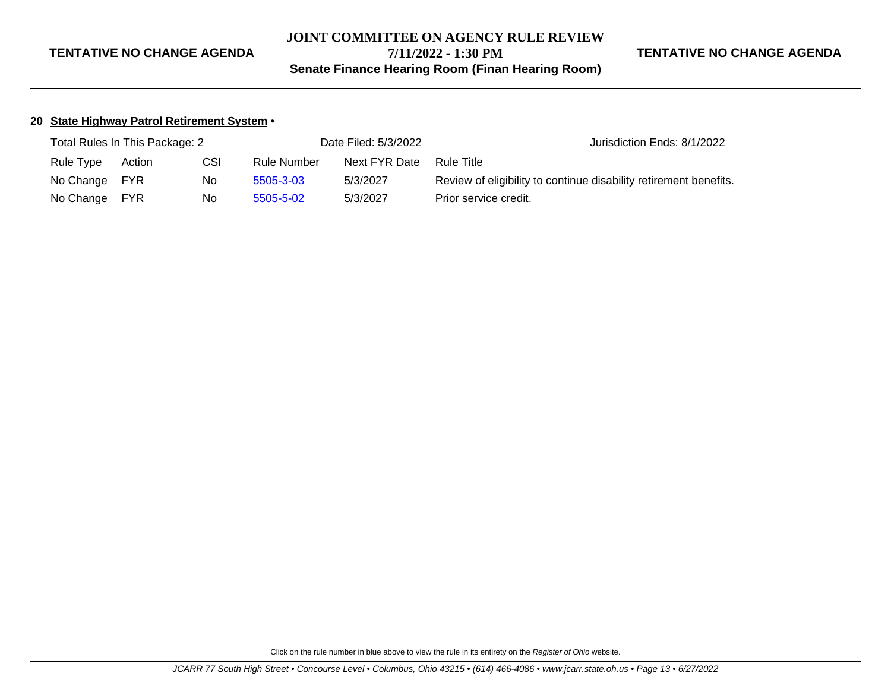**JOINT COMMITTEE ON AGENCY RULE REVIEW**

**TENTATIVE NO CHANGE AGENDA** | **7/11/2022 - 1:30 PM** | **TENTATIVE NO CHANGE AGENDA**

**Senate Finance Hearing Room (Finan Hearing Room)**

---

**20 State Highway Patrol Retirement System •**

Total Rules In This Package: 2 | Date Filed: 5/3/2022 | Jurisdiction Ends: 8/1/2022

| Rule Type | Action | CSI | Rule Number | Next FYR Date | Rule Title |
|---|---|---|---|---|---|
| No Change | FYR | No | 5505-3-03 | 5/3/2027 | Review of eligibility to continue disability retirement benefits. |
| No Change | FYR | No | 5505-5-02 | 5/3/2027 | Prior service credit. |

Click on the rule number in blue above to view the rule in its entirety on the *Register of Ohio* website.